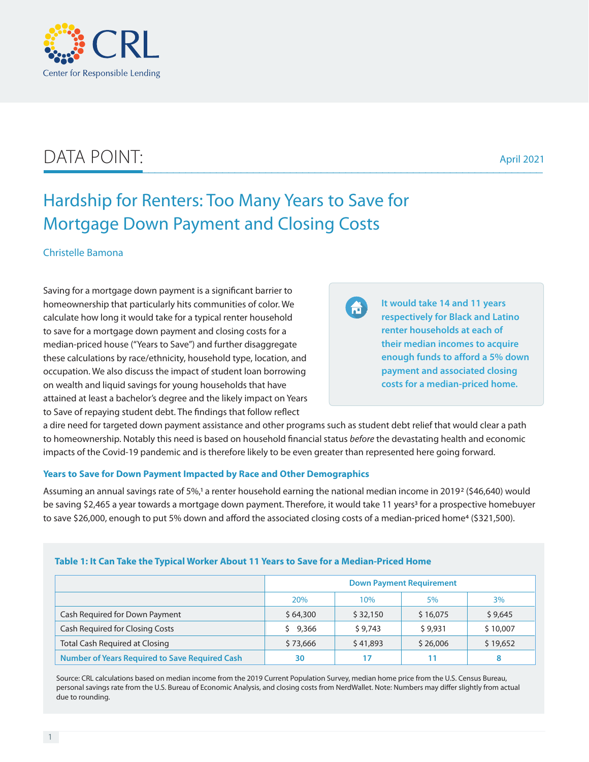CRL

Center for Responsible Lending

DATA POINT:

April 2021

# Hardship for Renters: Too Many Years to Save for Mortgage Down Payment and Closing Costs

Christelle Bamona

> **It would take 14 and 11 years respectively for Black and Latino renter households at each of their median incomes to acquire enough funds to afford a 5% down payment and associated closing costs for a median-priced home.**

Saving for a mortgage down payment is a significant barrier to homeownership that particularly hits communities of color. We calculate how long it would take for a typical renter household to save for a mortgage down payment and closing costs for a median-priced house ("Years to Save") and further disaggregate these calculations by race/ethnicity, household type, location, and occupation. We also discuss the impact of student loan borrowing on wealth and liquid savings for young households that have attained at least a bachelor's degree and the likely impact on Years to Save of repaying student debt. The findings that follow reflect a dire need for targeted down payment assistance and other programs such as student debt relief that would clear a path to homeownership. Notably this need is based on household financial status *before* the devastating health and economic impacts of the Covid-19 pandemic and is therefore likely to be even greater than represented here going forward.

### Years to Save for Down Payment Impacted by Race and Other Demographics

Assuming an annual savings rate of 5%,[1] a renter household earning the national median income in 2019[2] ($46,640) would be saving $2,465 a year towards a mortgage down payment. Therefore, it would take 11 years[3] for a prospective homebuyer to save $26,000, enough to put 5% down and afford the associated closing costs of a median-priced home[4] ($321,500).

**Table 1: It Can Take the Typical Worker About 11 Years to Save for a Median-Priced Home**

| | Down Payment Requirement | | | |
|---|---|---|---|---|
| | 20% | 10% | 5% | 3% |
| Cash Required for Down Payment | $ 64,300 | $ 32,150 | $ 16,075 | $ 9,645 |
| Cash Required for Closing Costs | $ 9,366 | $ 9,743 | $ 9,931 | $ 10,007 |
| Total Cash Required at Closing | $ 73,666 | $ 41,893 | $ 26,006 | $ 19,652 |
| **Number of Years Required to Save Required Cash** | **30** | **17** | **11** | **8** |

Source: CRL calculations based on median income from the 2019 Current Population Survey, median home price from the U.S. Census Bureau, personal savings rate from the U.S. Bureau of Economic Analysis, and closing costs from NerdWallet. Note: Numbers may differ slightly from actual due to rounding.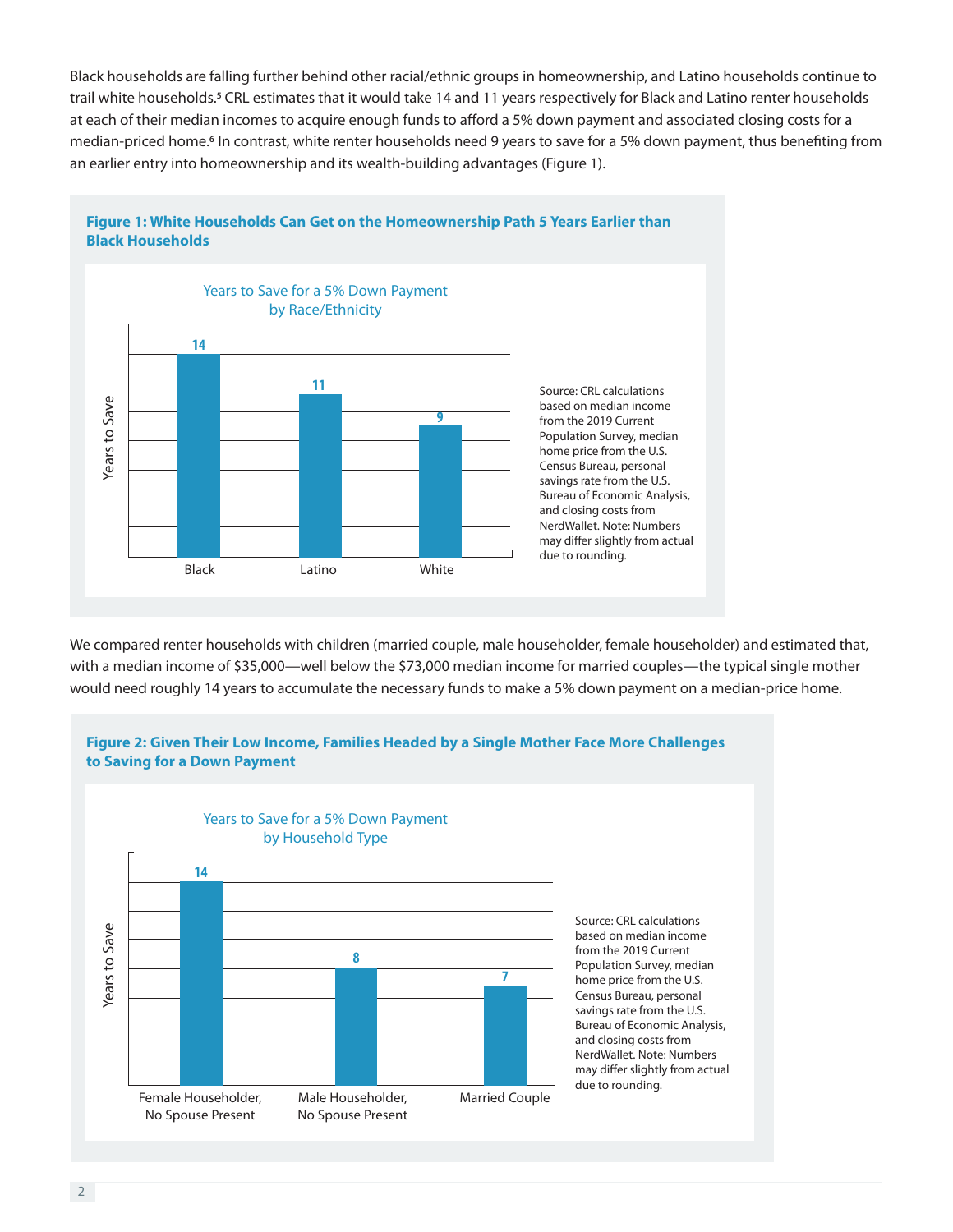Black households are falling further behind other racial/ethnic groups in homeownership, and Latino households continue to trail white households.[5] CRL estimates that it would take 14 and 11 years respectively for Black and Latino renter households at each of their median incomes to acquire enough funds to afford a 5% down payment and associated closing costs for a median-priced home.[6] In contrast, white renter households need 9 years to save for a 5% down payment, thus benefiting from an earlier entry into homeownership and its wealth-building advantages (Figure 1).

**Figure 1: White Households Can Get on the Homeownership Path 5 Years Earlier than Black Households**

Years to Save for a 5% Down Payment by Race/Ethnicity

Years to Save

14

11

9

Black

Latino

White

Source: CRL calculations based on median income from the 2019 Current Population Survey, median home price from the U.S. Census Bureau, personal savings rate from the U.S. Bureau of Economic Analysis, and closing costs from NerdWallet. Note: Numbers may differ slightly from actual due to rounding.

We compared renter households with children (married couple, male householder, female householder) and estimated that, with a median income of $35,000—well below the $73,000 median income for married couples—the typical single mother would need roughly 14 years to accumulate the necessary funds to make a 5% down payment on a median-price home.

**Figure 2: Given Their Low Income, Families Headed by a Single Mother Face More Challenges to Saving for a Down Payment**

Years to Save for a 5% Down Payment by Household Type

Years to Save

14

8

7

Female Householder, No Spouse Present

Male Householder, No Spouse Present

Married Couple

Source: CRL calculations based on median income from the 2019 Current Population Survey, median home price from the U.S. Census Bureau, personal savings rate from the U.S. Bureau of Economic Analysis, and closing costs from NerdWallet. Note: Numbers may differ slightly from actual due to rounding.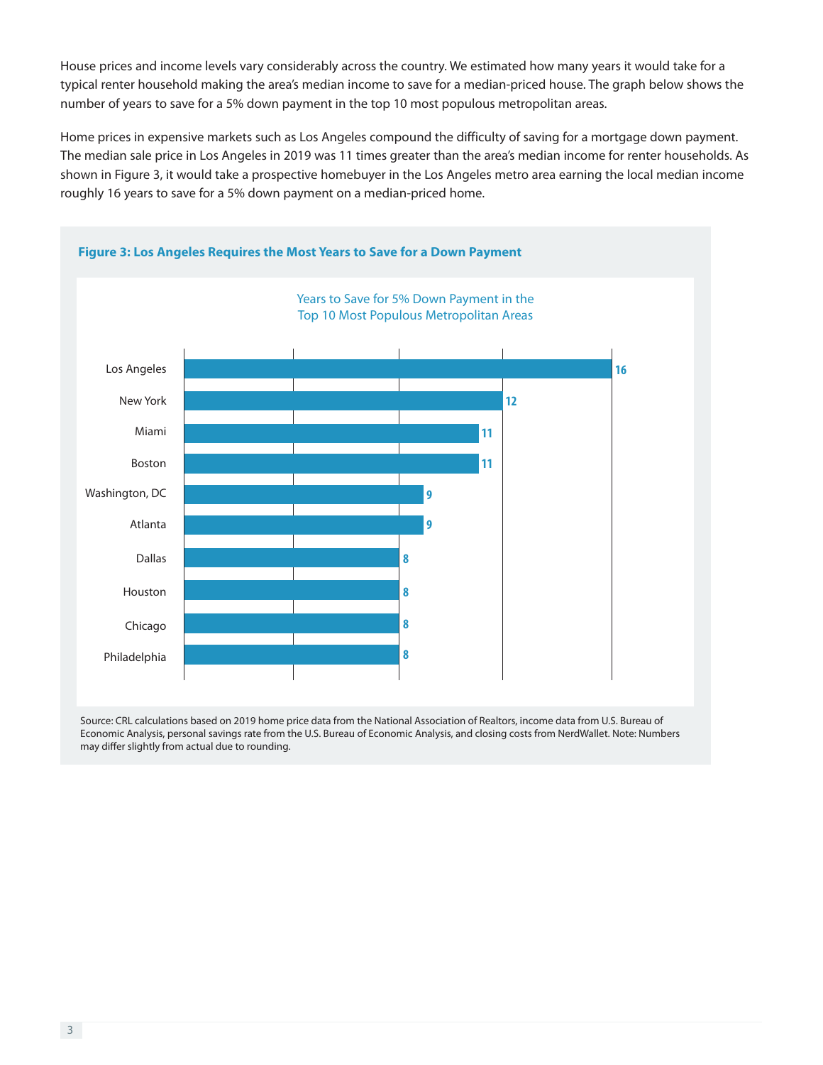House prices and income levels vary considerably across the country. We estimated how many years it would take for a typical renter household making the area's median income to save for a median-priced house. The graph below shows the number of years to save for a 5% down payment in the top 10 most populous metropolitan areas.

Home prices in expensive markets such as Los Angeles compound the difficulty of saving for a mortgage down payment. The median sale price in Los Angeles in 2019 was 11 times greater than the area's median income for renter households. As shown in Figure 3, it would take a prospective homebuyer in the Los Angeles metro area earning the local median income roughly 16 years to save for a 5% down payment on a median-priced home.

**Figure 3: Los Angeles Requires the Most Years to Save for a Down Payment**

Years to Save for 5% Down Payment in the Top 10 Most Populous Metropolitan Areas

Los Angeles 16
New York 12
Miami 11
Boston 11
Washington, DC 9
Atlanta 9
Dallas 8
Houston 8
Chicago 8
Philadelphia 8

Source: CRL calculations based on 2019 home price data from the National Association of Realtors, income data from U.S. Bureau of Economic Analysis, personal savings rate from the U.S. Bureau of Economic Analysis, and closing costs from NerdWallet. Note: Numbers may differ slightly from actual due to rounding.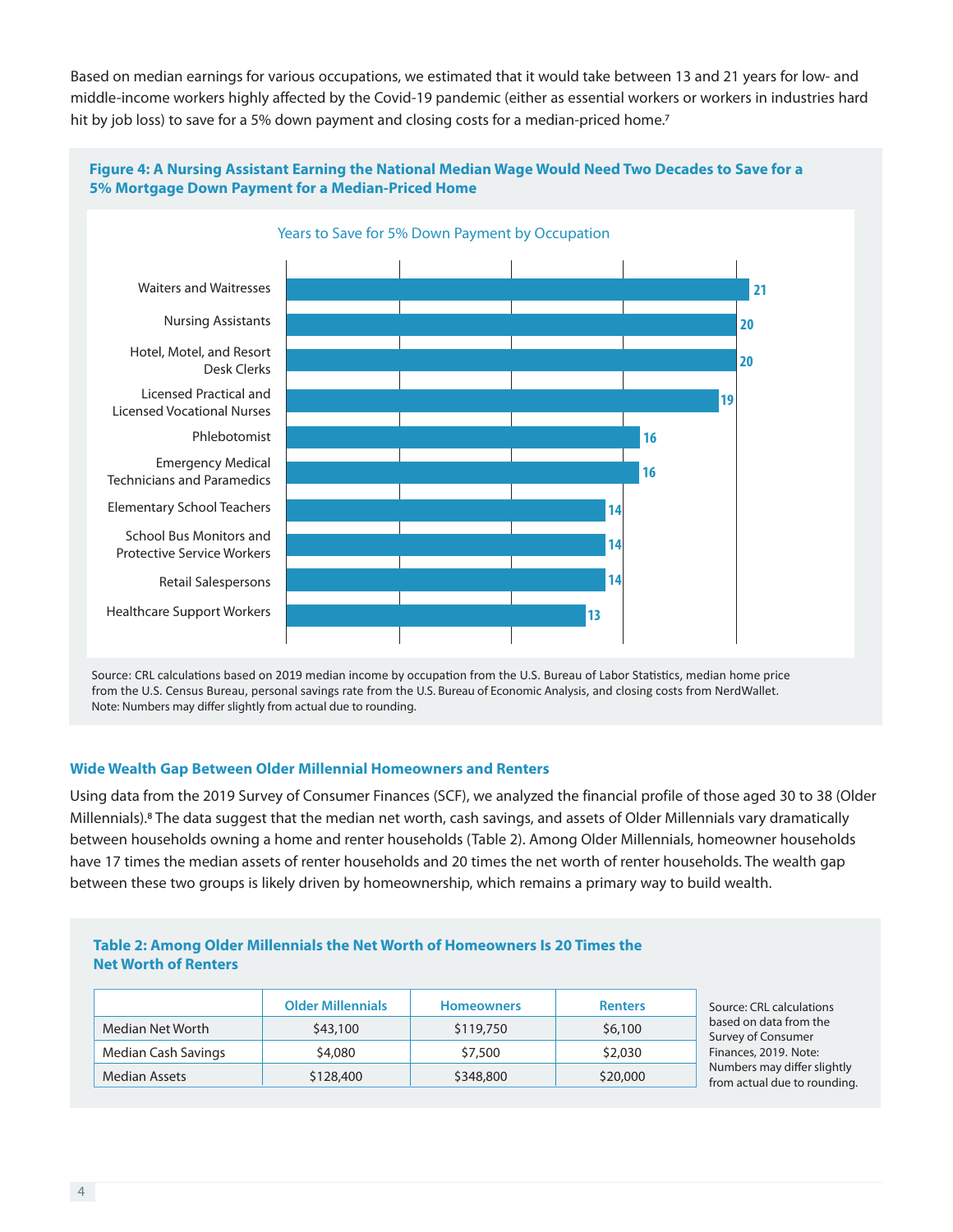Based on median earnings for various occupations, we estimated that it would take between 13 and 21 years for low- and middle-income workers highly affected by the Covid-19 pandemic (either as essential workers or workers in industries hard hit by job loss) to save for a 5% down payment and closing costs for a median-priced home.[7]

**Figure 4: A Nursing Assistant Earning the National Median Wage Would Need Two Decades to Save for a 5% Mortgage Down Payment for a Median-Priced Home**

Years to Save for 5% Down Payment by Occupation

Waiters and Waitresses 21
Nursing Assistants 20
Hotel, Motel, and Resort Desk Clerks 20
Licensed Practical and Licensed Vocational Nurses 19
Phlebotomist 16
Emergency Medical Technicians and Paramedics 16
Elementary School Teachers 14
School Bus Monitors and Protective Service Workers 14
Retail Salespersons 14
Healthcare Support Workers 13

Source: CRL calculations based on 2019 median income by occupation from the U.S. Bureau of Labor Statistics, median home price from the U.S. Census Bureau, personal savings rate from the U.S. Bureau of Economic Analysis, and closing costs from NerdWallet.
Note: Numbers may differ slightly from actual due to rounding.

## Wide Wealth Gap Between Older Millennial Homeowners and Renters

Using data from the 2019 Survey of Consumer Finances (SCF), we analyzed the financial profile of those aged 30 to 38 (Older Millennials).[8] The data suggest that the median net worth, cash savings, and assets of Older Millennials vary dramatically between households owning a home and renter households (Table 2). Among Older Millennials, homeowner households have 17 times the median assets of renter households and 20 times the net worth of renter households. The wealth gap between these two groups is likely driven by homeownership, which remains a primary way to build wealth.

**Table 2: Among Older Millennials the Net Worth of Homeowners Is 20 Times the Net Worth of Renters**

| | Older Millennials | Homeowners | Renters |
|---|---|---|---|
| Median Net Worth | $43,100 | $119,750 | $6,100 |
| Median Cash Savings | $4,080 | $7,500 | $2,030 |
| Median Assets | $128,400 | $348,800 | $20,000 |

Source: CRL calculations based on data from the Survey of Consumer Finances, 2019. Note: Numbers may differ slightly from actual due to rounding.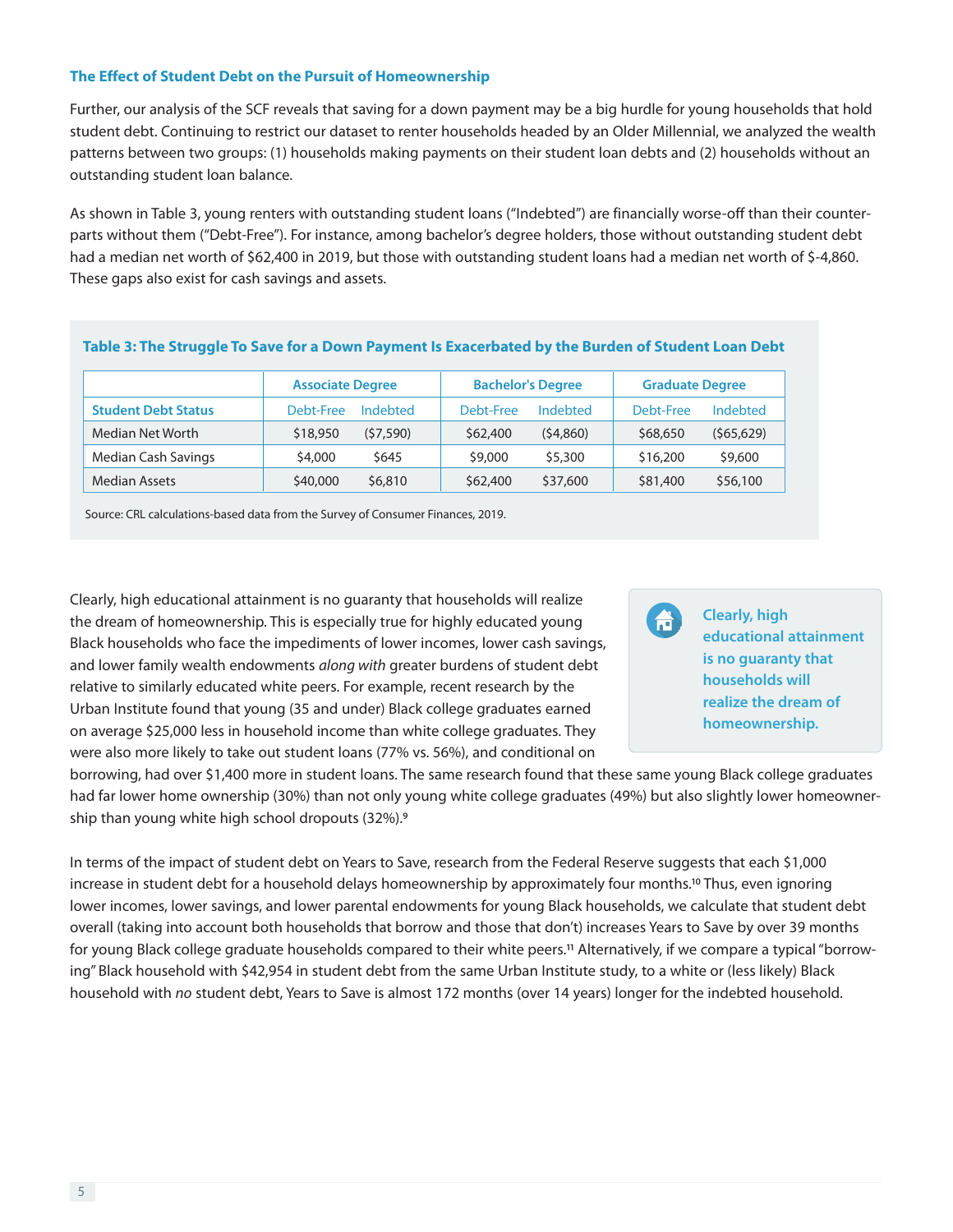### The Effect of Student Debt on the Pursuit of Homeownership

Further, our analysis of the SCF reveals that saving for a down payment may be a big hurdle for young households that hold student debt. Continuing to restrict our dataset to renter households headed by an Older Millennial, we analyzed the wealth patterns between two groups: (1) households making payments on their student loan debts and (2) households without an outstanding student loan balance.

As shown in Table 3, young renters with outstanding student loans ("Indebted") are financially worse-off than their counterparts without them ("Debt-Free"). For instance, among bachelor's degree holders, those without outstanding student debt had a median net worth of $62,400 in 2019, but those with outstanding student loans had a median net worth of $-4,860. These gaps also exist for cash savings and assets.

**Table 3: The Struggle To Save for a Down Payment Is Exacerbated by the Burden of Student Loan Debt**

| | Associate Degree | | Bachelor's Degree | | Graduate Degree | |
|---|---|---|---|---|---|---|
| **Student Debt Status** | Debt-Free | Indebted | Debt-Free | Indebted | Debt-Free | Indebted |
| Median Net Worth | $18,950 | ($7,590) | $62,400 | ($4,860) | $68,650 | ($65,629) |
| Median Cash Savings | $4,000 | $645 | $9,000 | $5,300 | $16,200 | $9,600 |
| Median Assets | $40,000 | $6,810 | $62,400 | $37,600 | $81,400 | $56,100 |

Source: CRL calculations-based data from the Survey of Consumer Finances, 2019.

Clearly, high educational attainment is no guaranty that households will realize the dream of homeownership. This is especially true for highly educated young Black households who face the impediments of lower incomes, lower cash savings, and lower family wealth endowments *along with* greater burdens of student debt relative to similarly educated white peers. For example, recent research by the Urban Institute found that young (35 and under) Black college graduates earned on average $25,000 less in household income than white college graduates. They were also more likely to take out student loans (77% vs. 56%), and conditional on borrowing, had over $1,400 more in student loans. The same research found that these same young Black college graduates had far lower home ownership (30%) than not only young white college graduates (49%) but also slightly lower homeownership than young white high school dropouts (32%).[9]

**Clearly, high educational attainment is no guaranty that households will realize the dream of homeownership.**

In terms of the impact of student debt on Years to Save, research from the Federal Reserve suggests that each $1,000 increase in student debt for a household delays homeownership by approximately four months.[10] Thus, even ignoring lower incomes, lower savings, and lower parental endowments for young Black households, we calculate that student debt overall (taking into account both households that borrow and those that don't) increases Years to Save by over 39 months for young Black college graduate households compared to their white peers.[11] Alternatively, if we compare a typical "borrowing" Black household with $42,954 in student debt from the same Urban Institute study, to a white or (less likely) Black household with *no* student debt, Years to Save is almost 172 months (over 14 years) longer for the indebted household.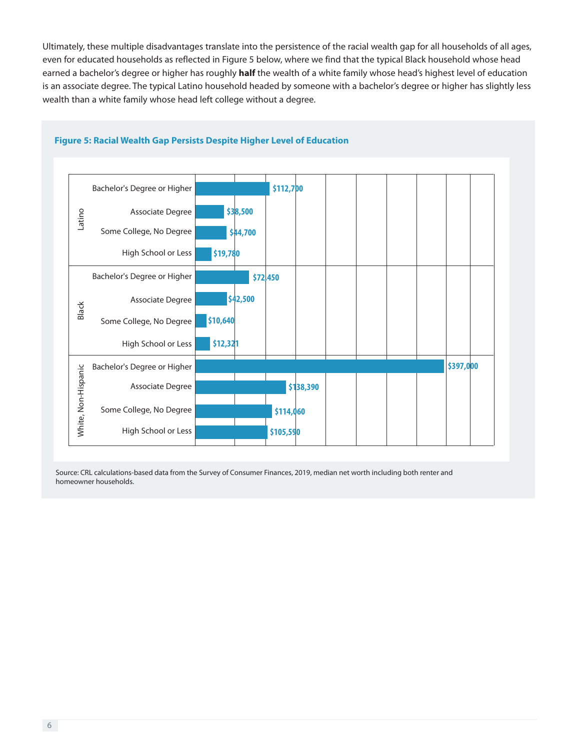Ultimately, these multiple disadvantages translate into the persistence of the racial wealth gap for all households of all ages, even for educated households as reflected in Figure 5 below, where we find that the typical Black household whose head earned a bachelor's degree or higher has roughly **half** the wealth of a white family whose head's highest level of education is an associate degree. The typical Latino household headed by someone with a bachelor's degree or higher has slightly less wealth than a white family whose head left college without a degree.

**Figure 5: Racial Wealth Gap Persists Despite Higher Level of Education**

Latino
Bachelor's Degree or Higher $112,700
Associate Degree $38,500
Some College, No Degree $44,700
High School or Less $19,780

Black
Bachelor's Degree or Higher $72,450
Associate Degree $42,500
Some College, No Degree $10,640
High School or Less $12,321

White, Non-Hispanic
Bachelor's Degree or Higher $397,000
Associate Degree $138,390
Some College, No Degree $114,060
High School or Less $105,590

Source: CRL calculations-based data from the Survey of Consumer Finances, 2019, median net worth including both renter and homeowner households.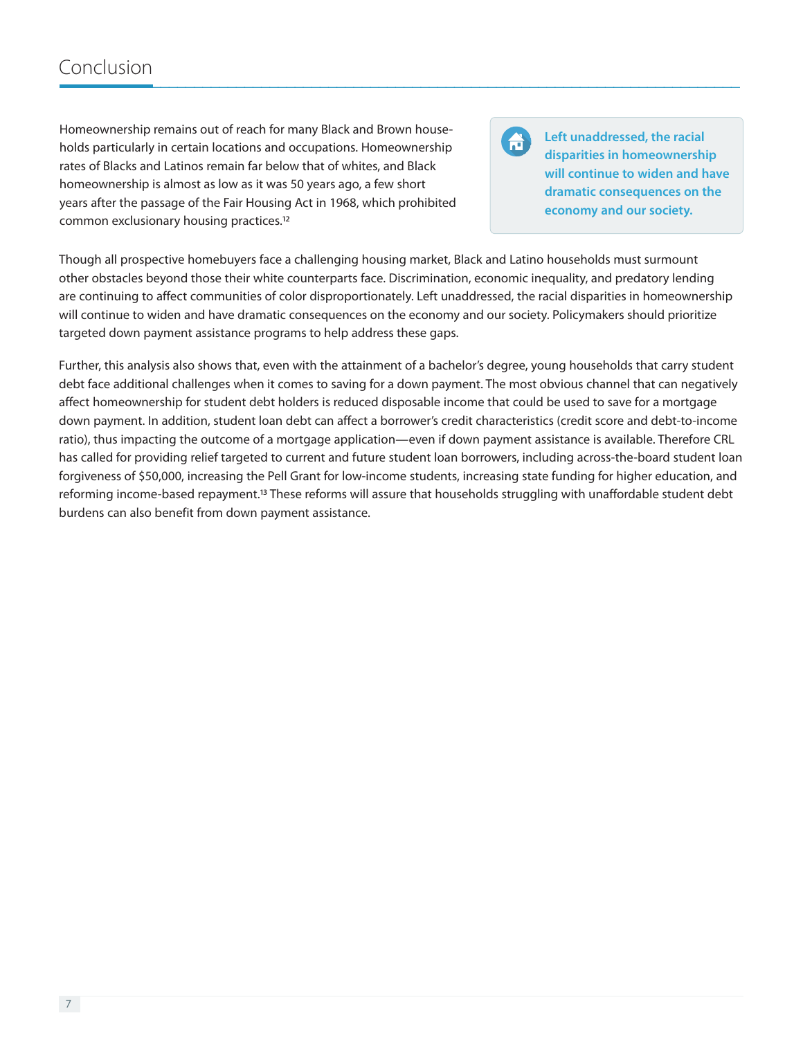## Conclusion

Homeownership remains out of reach for many Black and Brown households particularly in certain locations and occupations. Homeownership rates of Blacks and Latinos remain far below that of whites, and Black homeownership is almost as low as it was 50 years ago, a few short years after the passage of the Fair Housing Act in 1968, which prohibited common exclusionary housing practices.[12]

**Left unaddressed, the racial disparities in homeownership will continue to widen and have dramatic consequences on the economy and our society.**

Though all prospective homebuyers face a challenging housing market, Black and Latino households must surmount other obstacles beyond those their white counterparts face. Discrimination, economic inequality, and predatory lending are continuing to affect communities of color disproportionately. Left unaddressed, the racial disparities in homeownership will continue to widen and have dramatic consequences on the economy and our society. Policymakers should prioritize targeted down payment assistance programs to help address these gaps.

Further, this analysis also shows that, even with the attainment of a bachelor's degree, young households that carry student debt face additional challenges when it comes to saving for a down payment. The most obvious channel that can negatively affect homeownership for student debt holders is reduced disposable income that could be used to save for a mortgage down payment. In addition, student loan debt can affect a borrower's credit characteristics (credit score and debt-to-income ratio), thus impacting the outcome of a mortgage application—even if down payment assistance is available. Therefore CRL has called for providing relief targeted to current and future student loan borrowers, including across-the-board student loan forgiveness of $50,000, increasing the Pell Grant for low-income students, increasing state funding for higher education, and reforming income-based repayment.[13] These reforms will assure that households struggling with unaffordable student debt burdens can also benefit from down payment assistance.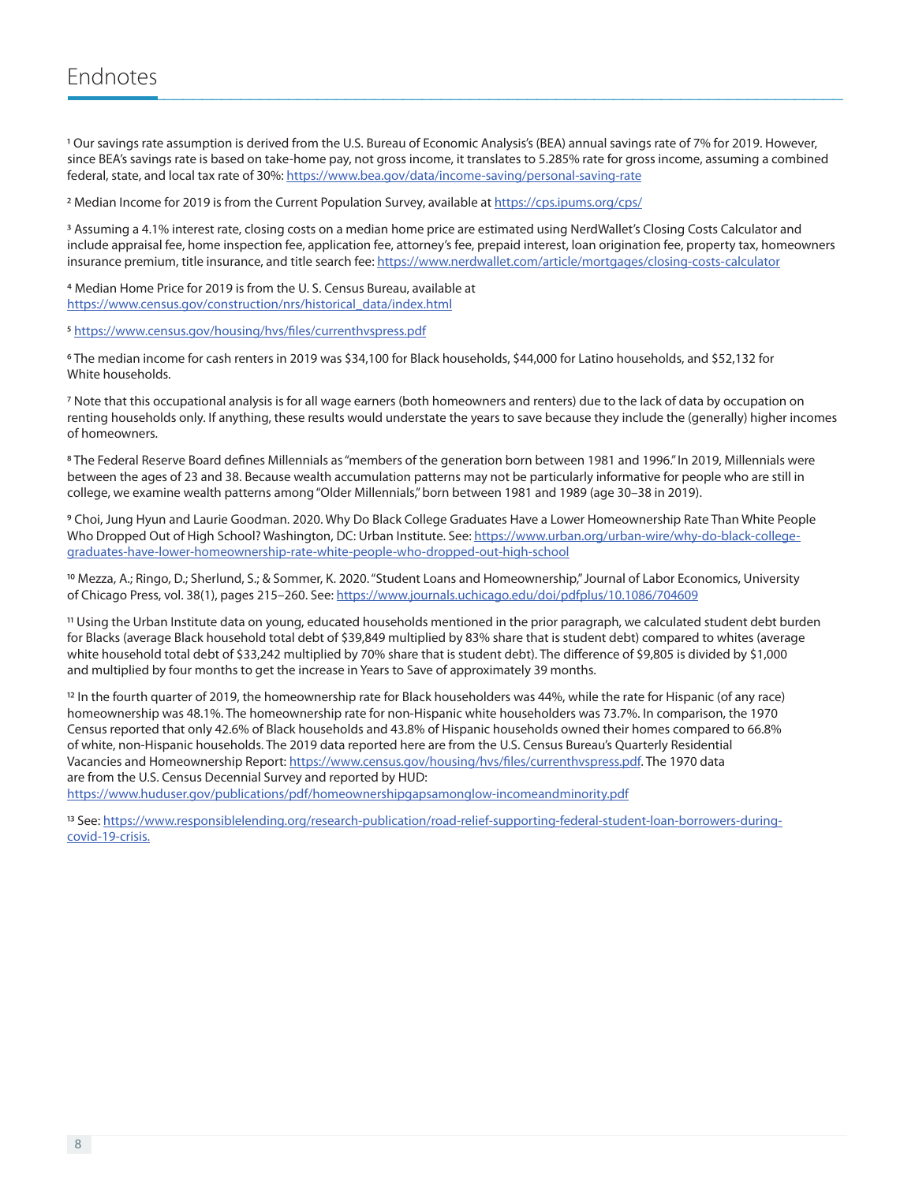# Endnotes

[1] Our savings rate assumption is derived from the U.S. Bureau of Economic Analysis's (BEA) annual savings rate of 7% for 2019. However, since BEA's savings rate is based on take-home pay, not gross income, it translates to 5.285% rate for gross income, assuming a combined federal, state, and local tax rate of 30%: https://www.bea.gov/data/income-saving/personal-saving-rate

[2] Median Income for 2019 is from the Current Population Survey, available at https://cps.ipums.org/cps/

[3] Assuming a 4.1% interest rate, closing costs on a median home price are estimated using NerdWallet's Closing Costs Calculator and include appraisal fee, home inspection fee, application fee, attorney's fee, prepaid interest, loan origination fee, property tax, homeowners insurance premium, title insurance, and title search fee: https://www.nerdwallet.com/article/mortgages/closing-costs-calculator

[4] Median Home Price for 2019 is from the U. S. Census Bureau, available at https://www.census.gov/construction/nrs/historical_data/index.html

[5] https://www.census.gov/housing/hvs/files/currenthvspress.pdf

[6] The median income for cash renters in 2019 was $34,100 for Black households, $44,000 for Latino households, and $52,132 for White households.

[7] Note that this occupational analysis is for all wage earners (both homeowners and renters) due to the lack of data by occupation on renting households only. If anything, these results would understate the years to save because they include the (generally) higher incomes of homeowners.

[8] The Federal Reserve Board defines Millennials as "members of the generation born between 1981 and 1996." In 2019, Millennials were between the ages of 23 and 38. Because wealth accumulation patterns may not be particularly informative for people who are still in college, we examine wealth patterns among "Older Millennials," born between 1981 and 1989 (age 30–38 in 2019).

[9] Choi, Jung Hyun and Laurie Goodman. 2020. Why Do Black College Graduates Have a Lower Homeownership Rate Than White People Who Dropped Out of High School? Washington, DC: Urban Institute. See: https://www.urban.org/urban-wire/why-do-black-college-graduates-have-lower-homeownership-rate-white-people-who-dropped-out-high-school

[10] Mezza, A.; Ringo, D.; Sherlund, S.; & Sommer, K. 2020. "Student Loans and Homeownership," Journal of Labor Economics, University of Chicago Press, vol. 38(1), pages 215–260. See: https://www.journals.uchicago.edu/doi/pdfplus/10.1086/704609

[11] Using the Urban Institute data on young, educated households mentioned in the prior paragraph, we calculated student debt burden for Blacks (average Black household total debt of $39,849 multiplied by 83% share that is student debt) compared to whites (average white household total debt of $33,242 multiplied by 70% share that is student debt). The difference of $9,805 is divided by $1,000 and multiplied by four months to get the increase in Years to Save of approximately 39 months.

[12] In the fourth quarter of 2019, the homeownership rate for Black householders was 44%, while the rate for Hispanic (of any race) homeownership was 48.1%. The homeownership rate for non-Hispanic white householders was 73.7%. In comparison, the 1970 Census reported that only 42.6% of Black households and 43.8% of Hispanic households owned their homes compared to 66.8% of white, non-Hispanic households. The 2019 data reported here are from the U.S. Census Bureau's Quarterly Residential Vacancies and Homeownership Report: https://www.census.gov/housing/hvs/files/currenthvspress.pdf. The 1970 data are from the U.S. Census Decennial Survey and reported by HUD: https://www.huduser.gov/publications/pdf/homeownershipgapsamonglow-incomeandminority.pdf

[13] See: https://www.responsiblelending.org/research-publication/road-relief-supporting-federal-student-loan-borrowers-during-covid-19-crisis.